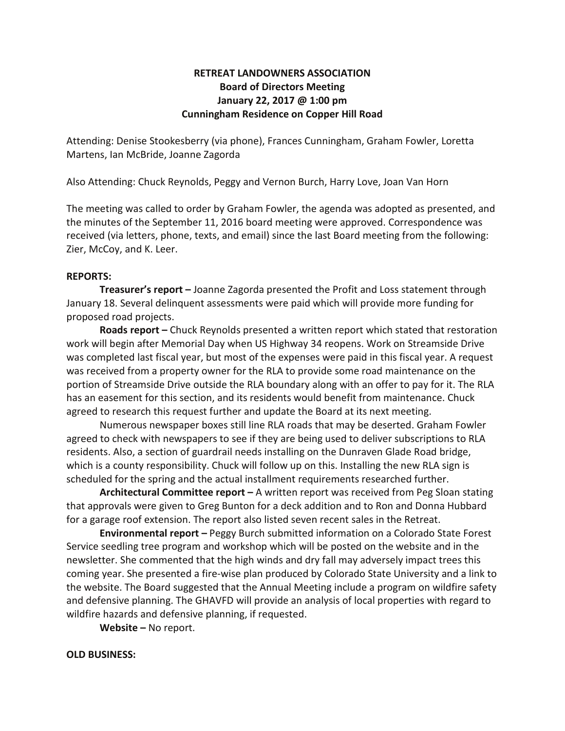# RETREAT LANDOWNERS ASSOCIATION
## Board of Directors Meeting
## January 22, 2017 @ 1:00 pm
## Cunningham Residence on Copper Hill Road

Attending: Denise Stookesberry (via phone), Frances Cunningham, Graham Fowler, Loretta Martens, Ian McBride, Joanne Zagorda

Also Attending: Chuck Reynolds, Peggy and Vernon Burch, Harry Love, Joan Van Horn

The meeting was called to order by Graham Fowler, the agenda was adopted as presented, and the minutes of the September 11, 2016 board meeting were approved. Correspondence was received (via letters, phone, texts, and email) since the last Board meeting from the following: Zier, McCoy, and K. Leer.

**REPORTS:**

**Treasurer's report –** Joanne Zagorda presented the Profit and Loss statement through January 18. Several delinquent assessments were paid which will provide more funding for proposed road projects.

**Roads report –** Chuck Reynolds presented a written report which stated that restoration work will begin after Memorial Day when US Highway 34 reopens. Work on Streamside Drive was completed last fiscal year, but most of the expenses were paid in this fiscal year. A request was received from a property owner for the RLA to provide some road maintenance on the portion of Streamside Drive outside the RLA boundary along with an offer to pay for it. The RLA has an easement for this section, and its residents would benefit from maintenance. Chuck agreed to research this request further and update the Board at its next meeting.

Numerous newspaper boxes still line RLA roads that may be deserted. Graham Fowler agreed to check with newspapers to see if they are being used to deliver subscriptions to RLA residents. Also, a section of guardrail needs installing on the Dunraven Glade Road bridge, which is a county responsibility. Chuck will follow up on this. Installing the new RLA sign is scheduled for the spring and the actual installment requirements researched further.

**Architectural Committee report –** A written report was received from Peg Sloan stating that approvals were given to Greg Bunton for a deck addition and to Ron and Donna Hubbard for a garage roof extension. The report also listed seven recent sales in the Retreat.

**Environmental report –** Peggy Burch submitted information on a Colorado State Forest Service seedling tree program and workshop which will be posted on the website and in the newsletter. She commented that the high winds and dry fall may adversely impact trees this coming year. She presented a fire-wise plan produced by Colorado State University and a link to the website. The Board suggested that the Annual Meeting include a program on wildfire safety and defensive planning. The GHAVFD will provide an analysis of local properties with regard to wildfire hazards and defensive planning, if requested.

**Website –** No report.

**OLD BUSINESS:**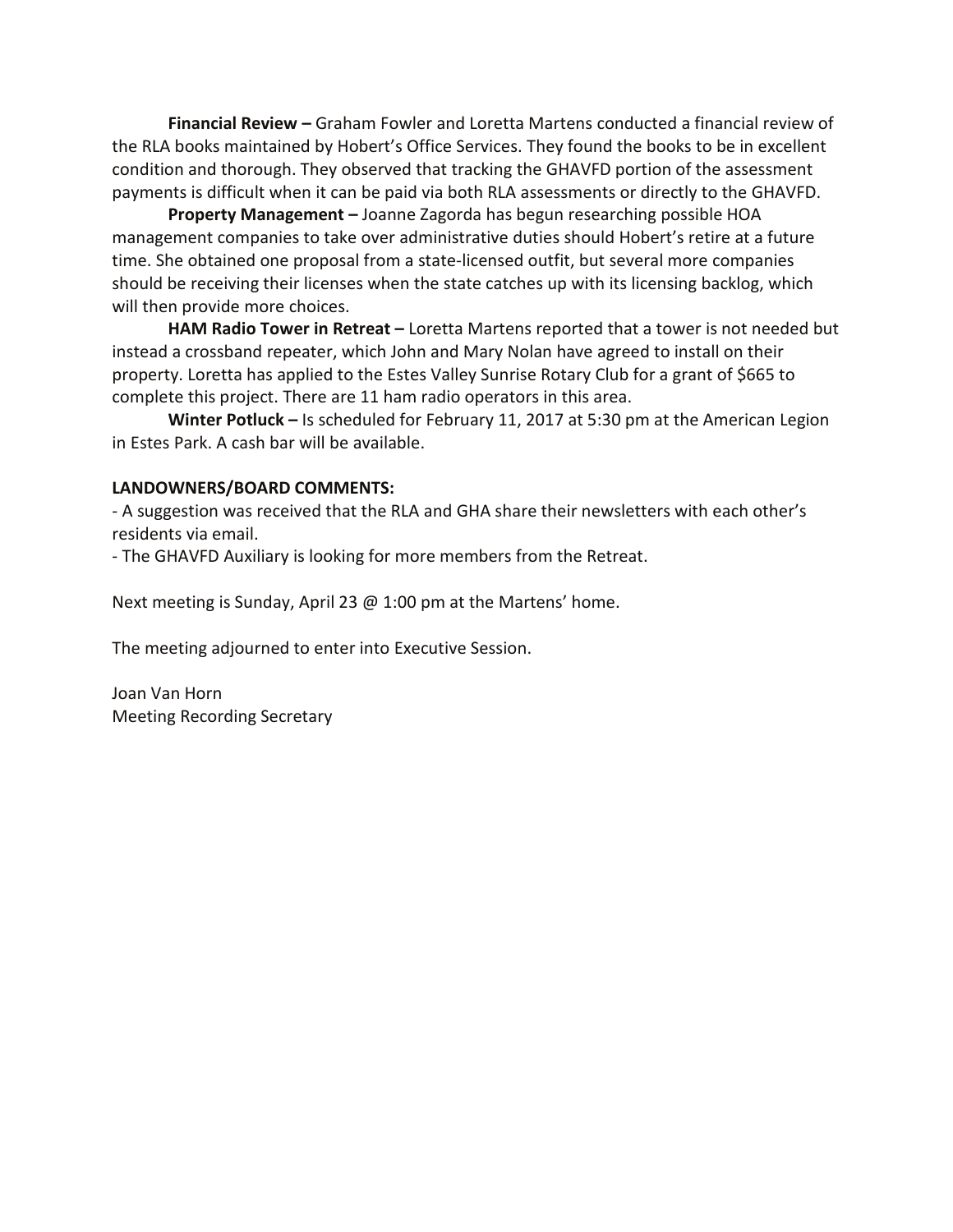**Financial Review –** Graham Fowler and Loretta Martens conducted a financial review of the RLA books maintained by Hobert's Office Services. They found the books to be in excellent condition and thorough. They observed that tracking the GHAVFD portion of the assessment payments is difficult when it can be paid via both RLA assessments or directly to the GHAVFD.

**Property Management –** Joanne Zagorda has begun researching possible HOA management companies to take over administrative duties should Hobert's retire at a future time. She obtained one proposal from a state-licensed outfit, but several more companies should be receiving their licenses when the state catches up with its licensing backlog, which will then provide more choices.

**HAM Radio Tower in Retreat –** Loretta Martens reported that a tower is not needed but instead a crossband repeater, which John and Mary Nolan have agreed to install on their property. Loretta has applied to the Estes Valley Sunrise Rotary Club for a grant of $665 to complete this project. There are 11 ham radio operators in this area.

**Winter Potluck –** Is scheduled for February 11, 2017 at 5:30 pm at the American Legion in Estes Park. A cash bar will be available.

**LANDOWNERS/BOARD COMMENTS:**

- A suggestion was received that the RLA and GHA share their newsletters with each other's residents via email.
- The GHAVFD Auxiliary is looking for more members from the Retreat.

Next meeting is Sunday, April 23 @ 1:00 pm at the Martens' home.

The meeting adjourned to enter into Executive Session.

Joan Van Horn
Meeting Recording Secretary